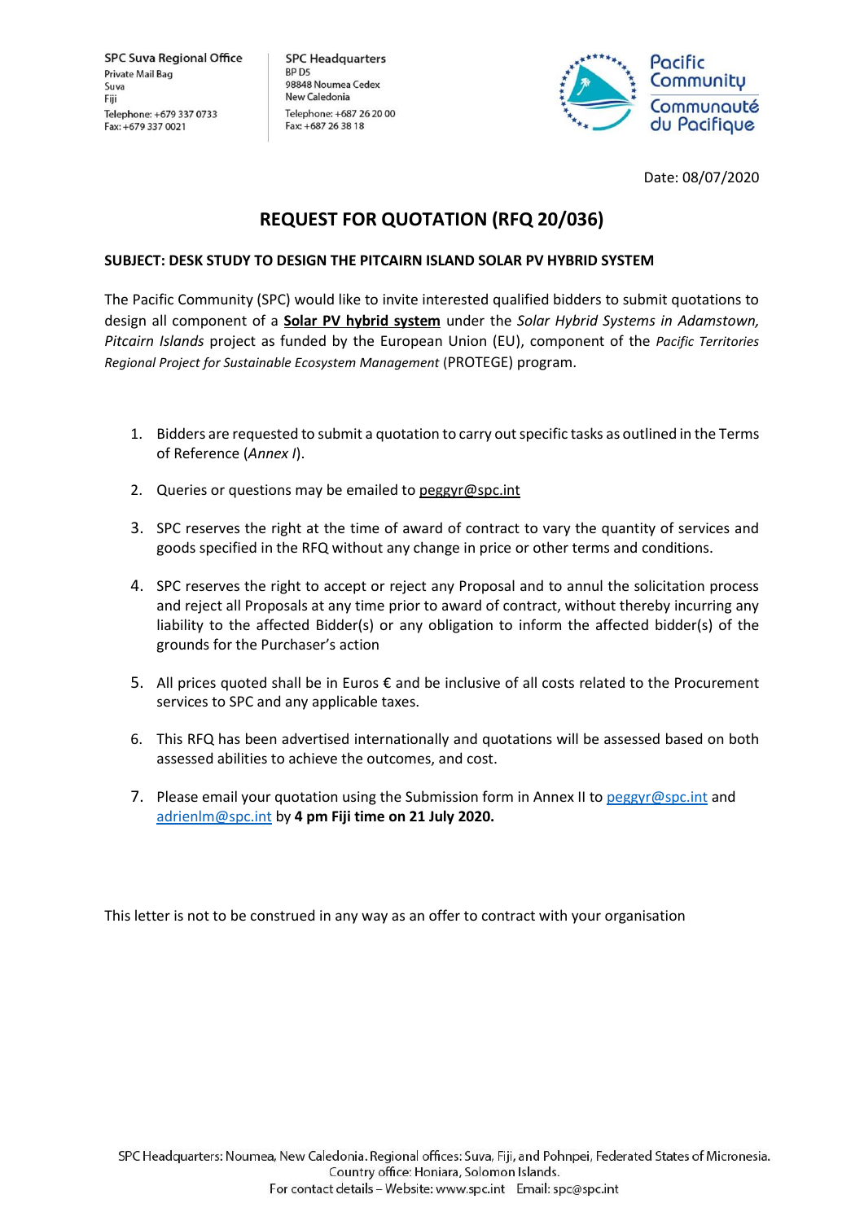**SPC Suva Regional Office**
Private Mail Bag
Suva
Fiji
Telephone: +679 337 0733
Fax: +679 337 0021

**SPC Headquarters**
BP D5
98848 Noumea Cedex
New Caledonia
Telephone: +687 26 20 00
Fax: +687 26 38 18

Pacific Community
Communauté du Pacifique

Date: 08/07/2020

# REQUEST FOR QUOTATION (RFQ 20/036)

**SUBJECT: DESK STUDY TO DESIGN THE PITCAIRN ISLAND SOLAR PV HYBRID SYSTEM**

The Pacific Community (SPC) would like to invite interested qualified bidders to submit quotations to design all component of a **Solar PV hybrid system** under the *Solar Hybrid Systems in Adamstown, Pitcairn Islands* project as funded by the European Union (EU), component of the *Pacific Territories Regional Project for Sustainable Ecosystem Management* (PROTEGE) program.

1. Bidders are requested to submit a quotation to carry out specific tasks as outlined in the Terms of Reference (*Annex I*).
2. Queries or questions may be emailed to peggyr@spc.int
3. SPC reserves the right at the time of award of contract to vary the quantity of services and goods specified in the RFQ without any change in price or other terms and conditions.
4. SPC reserves the right to accept or reject any Proposal and to annul the solicitation process and reject all Proposals at any time prior to award of contract, without thereby incurring any liability to the affected Bidder(s) or any obligation to inform the affected bidder(s) of the grounds for the Purchaser's action
5. All prices quoted shall be in Euros € and be inclusive of all costs related to the Procurement services to SPC and any applicable taxes.
6. This RFQ has been advertised internationally and quotations will be assessed based on both assessed abilities to achieve the outcomes, and cost.
7. Please email your quotation using the Submission form in Annex II to peggyr@spc.int and adrienlm@spc.int by **4 pm Fiji time on 21 July 2020.**

This letter is not to be construed in any way as an offer to contract with your organisation

SPC Headquarters: Noumea, New Caledonia. Regional offices: Suva, Fiji, and Pohnpei, Federated States of Micronesia.
Country office: Honiara, Solomon Islands.
For contact details – Website: www.spc.int Email: spc@spc.int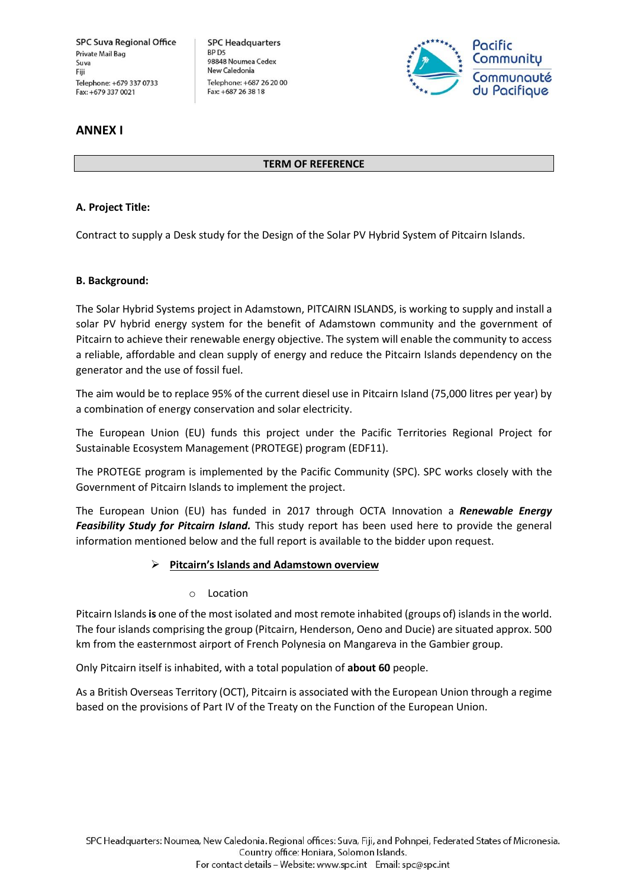## ANNEX I

**TERM OF REFERENCE**

**A. Project Title:**

Contract to supply a Desk study for the Design of the Solar PV Hybrid System of Pitcairn Islands.

**B. Background:**

The Solar Hybrid Systems project in Adamstown, PITCAIRN ISLANDS, is working to supply and install a solar PV hybrid energy system for the benefit of Adamstown community and the government of Pitcairn to achieve their renewable energy objective. The system will enable the community to access a reliable, affordable and clean supply of energy and reduce the Pitcairn Islands dependency on the generator and the use of fossil fuel.

The aim would be to replace 95% of the current diesel use in Pitcairn Island (75,000 litres per year) by a combination of energy conservation and solar electricity.

The European Union (EU) funds this project under the Pacific Territories Regional Project for Sustainable Ecosystem Management (PROTEGE) program (EDF11).

The PROTEGE program is implemented by the Pacific Community (SPC). SPC works closely with the Government of Pitcairn Islands to implement the project.

The European Union (EU) has funded in 2017 through OCTA Innovation a ***Renewable Energy Feasibility Study for Pitcairn Island.*** This study report has been used here to provide the general information mentioned below and the full report is available to the bidder upon request.

- **Pitcairn's Islands and Adamstown overview**
  - Location

Pitcairn Islands **is** one of the most isolated and most remote inhabited (groups of) islands in the world. The four islands comprising the group (Pitcairn, Henderson, Oeno and Ducie) are situated approx. 500 km from the easternmost airport of French Polynesia on Mangareva in the Gambier group.

Only Pitcairn itself is inhabited, with a total population of **about 60** people.

As a British Overseas Territory (OCT), Pitcairn is associated with the European Union through a regime based on the provisions of Part IV of the Treaty on the Function of the European Union.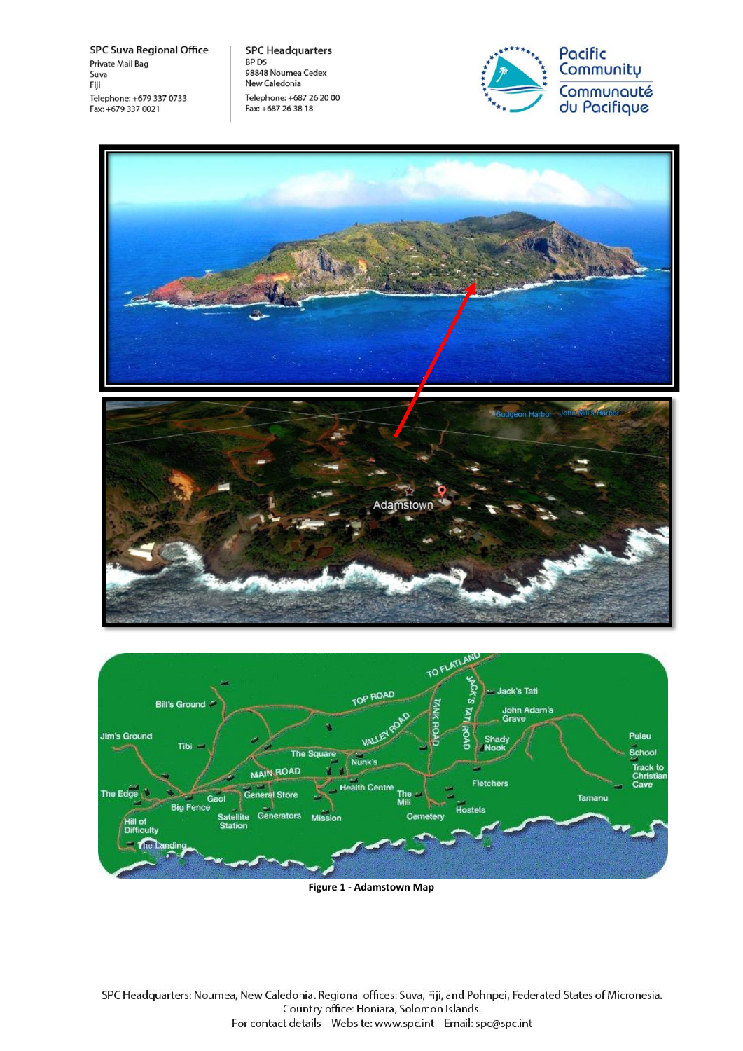Figure 1 - Adamstown Map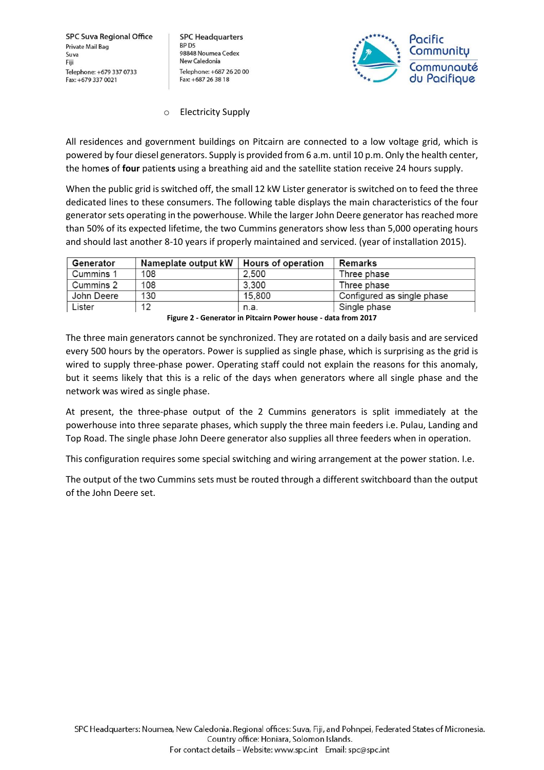- Electricity Supply

All residences and government buildings on Pitcairn are connected to a low voltage grid, which is powered by four diesel generators. Supply is provided from 6 a.m. until 10 p.m. Only the health center, the home**s** of **four** patient**s** using a breathing aid and the satellite station receive 24 hours supply.

When the public grid is switched off, the small 12 kW Lister generator is switched on to feed the three dedicated lines to these consumers. The following table displays the main characteristics of the four generator sets operating in the powerhouse. While the larger John Deere generator has reached more than 50% of its expected lifetime, the two Cummins generators show less than 5,000 operating hours and should last another 8-10 years if properly maintained and serviced. (year of installation 2015).

| Generator | Nameplate output kW | Hours of operation | Remarks |
|---|---|---|---|
| Cummins 1 | 108 | 2,500 | Three phase |
| Cummins 2 | 108 | 3,300 | Three phase |
| John Deere | 130 | 15,800 | Configured as single phase |
| Lister | 12 | n.a. | Single phase |

**Figure 2 - Generator in Pitcairn Power house - data from 2017**

The three main generators cannot be synchronized. They are rotated on a daily basis and are serviced every 500 hours by the operators. Power is supplied as single phase, which is surprising as the grid is wired to supply three-phase power. Operating staff could not explain the reasons for this anomaly, but it seems likely that this is a relic of the days when generators where all single phase and the network was wired as single phase.

At present, the three-phase output of the 2 Cummins generators is split immediately at the powerhouse into three separate phases, which supply the three main feeders i.e. Pulau, Landing and Top Road. The single phase John Deere generator also supplies all three feeders when in operation.

This configuration requires some special switching and wiring arrangement at the power station. I.e.

The output of the two Cummins sets must be routed through a different switchboard than the output of the John Deere set.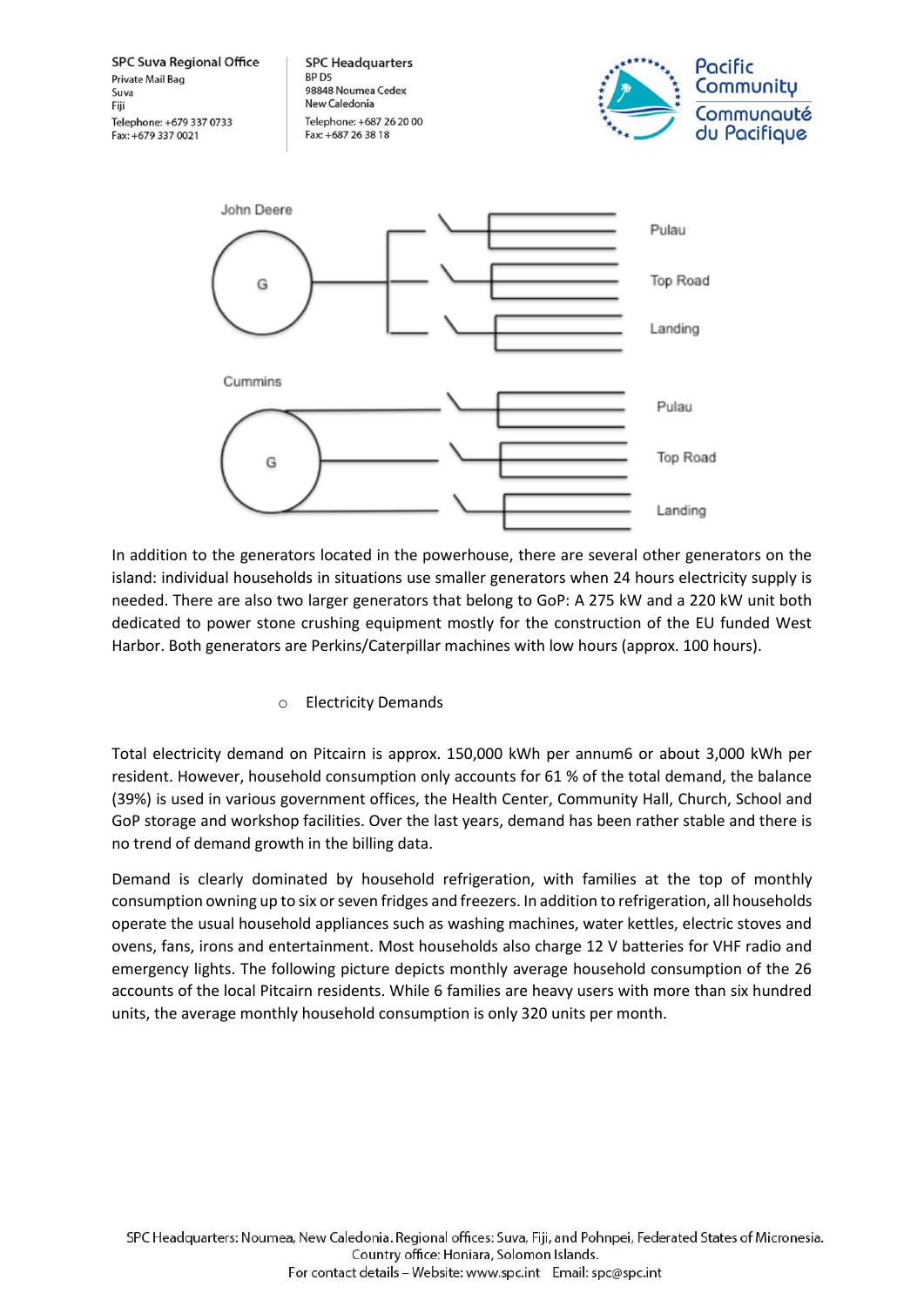John Deere

G

Pulau

Top Road

Landing

Cummins

G

Pulau

Top Road

Landing

In addition to the generators located in the powerhouse, there are several other generators on the island: individual households in situations use smaller generators when 24 hours electricity supply is needed. There are also two larger generators that belong to GoP: A 275 kW and a 220 kW unit both dedicated to power stone crushing equipment mostly for the construction of the EU funded West Harbor. Both generators are Perkins/Caterpillar machines with low hours (approx. 100 hours).

- Electricity Demands

Total electricity demand on Pitcairn is approx. 150,000 kWh per annum6 or about 3,000 kWh per resident. However, household consumption only accounts for 61 % of the total demand, the balance (39%) is used in various government offices, the Health Center, Community Hall, Church, School and GoP storage and workshop facilities. Over the last years, demand has been rather stable and there is no trend of demand growth in the billing data.

Demand is clearly dominated by household refrigeration, with families at the top of monthly consumption owning up to six or seven fridges and freezers. In addition to refrigeration, all households operate the usual household appliances such as washing machines, water kettles, electric stoves and ovens, fans, irons and entertainment. Most households also charge 12 V batteries for VHF radio and emergency lights. The following picture depicts monthly average household consumption of the 26 accounts of the local Pitcairn residents. While 6 families are heavy users with more than six hundred units, the average monthly household consumption is only 320 units per month.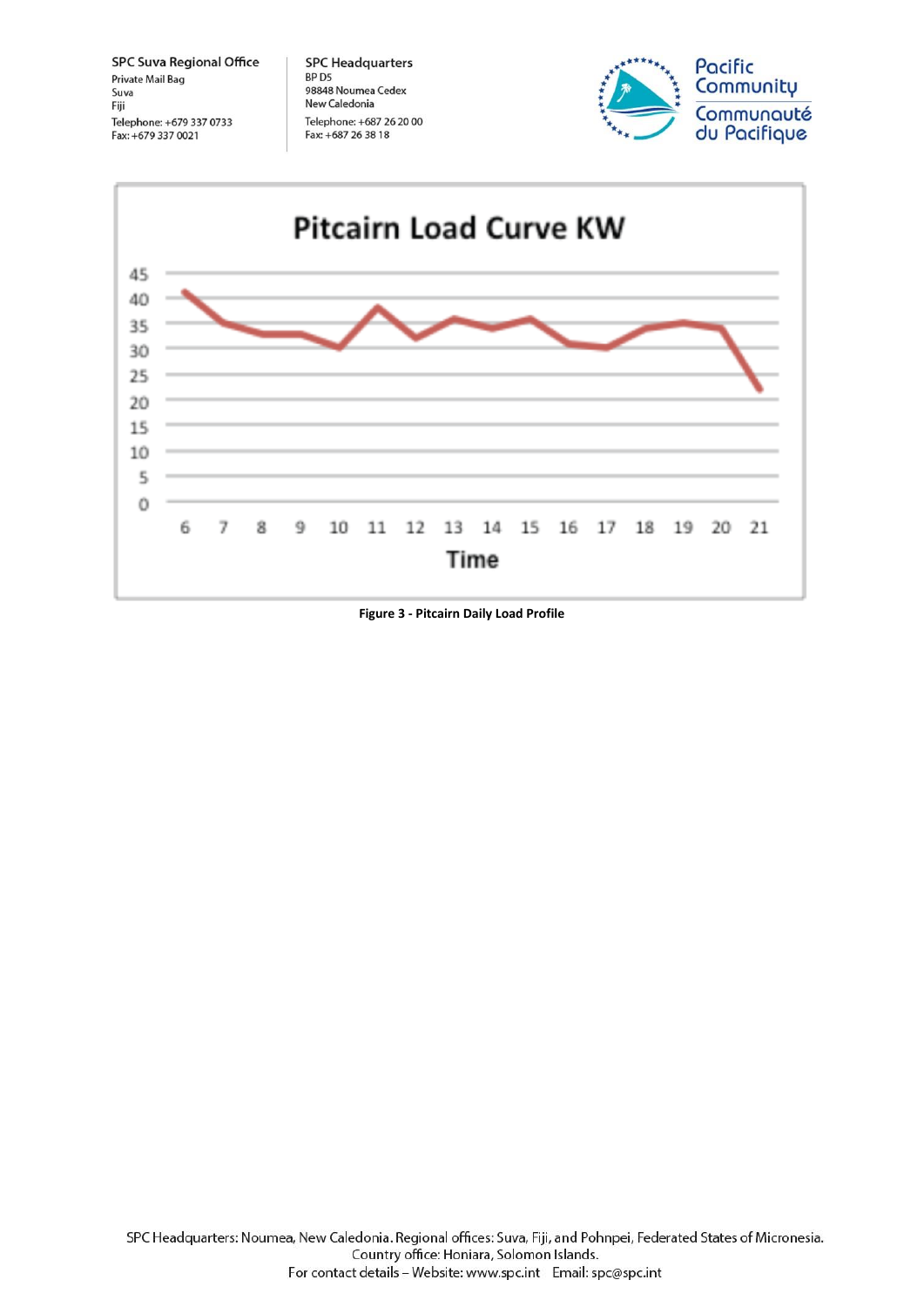**Pitcairn Load Curve KW**

| Time | 6 | 7 | 8 | 9 | 10 | 11 | 12 | 13 | 14 | 15 | 16 | 17 | 18 | 19 | 20 | 21 |
|---|---|---|---|---|---|---|---|---|---|---|---|---|---|---|---|---|

**Figure 3 - Pitcairn Daily Load Profile**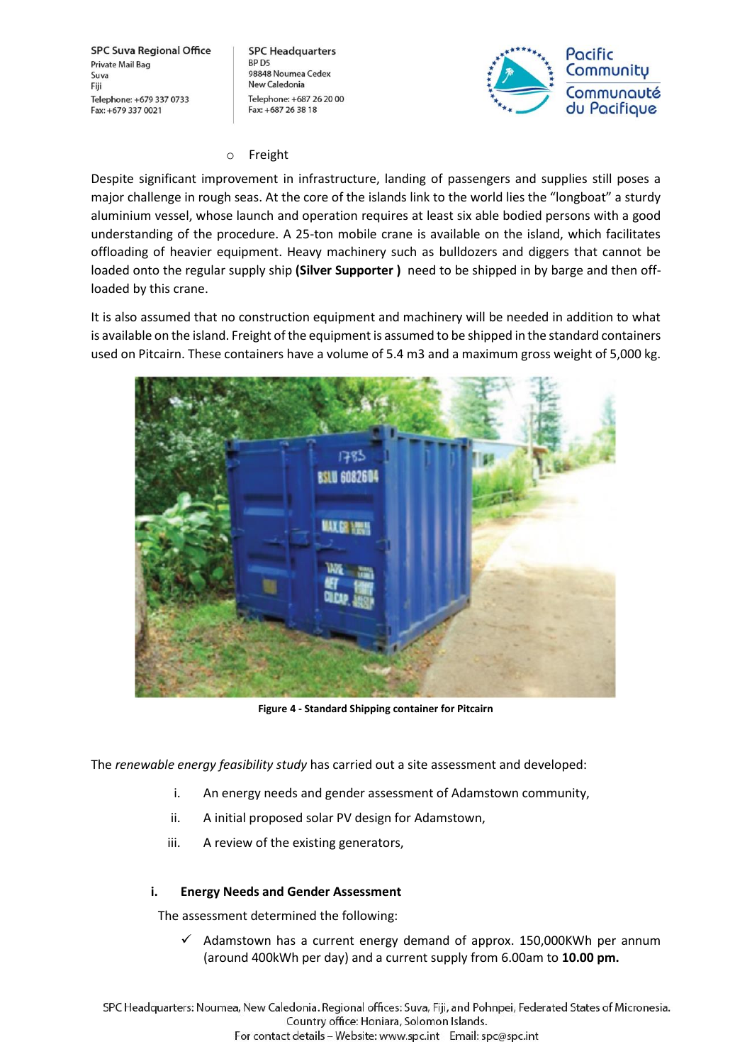- Freight

Despite significant improvement in infrastructure, landing of passengers and supplies still poses a major challenge in rough seas. At the core of the islands link to the world lies the "longboat" a sturdy aluminium vessel, whose launch and operation requires at least six able bodied persons with a good understanding of the procedure. A 25-ton mobile crane is available on the island, which facilitates offloading of heavier equipment. Heavy machinery such as bulldozers and diggers that cannot be loaded onto the regular supply ship **(Silver Supporter )** need to be shipped in by barge and then off-loaded by this crane.

It is also assumed that no construction equipment and machinery will be needed in addition to what is available on the island. Freight of the equipment is assumed to be shipped in the standard containers used on Pitcairn. These containers have a volume of 5.4 m3 and a maximum gross weight of 5,000 kg.

**Figure 4 - Standard Shipping container for Pitcairn**

The *renewable energy feasibility study* has carried out a site assessment and developed:

i. An energy needs and gender assessment of Adamstown community,

ii. A initial proposed solar PV design for Adamstown,

iii. A review of the existing generators,

#### i. Energy Needs and Gender Assessment

The assessment determined the following:

- ✓ Adamstown has a current energy demand of approx. 150,000KWh per annum (around 400kWh per day) and a current supply from 6.00am to **10.00 pm.**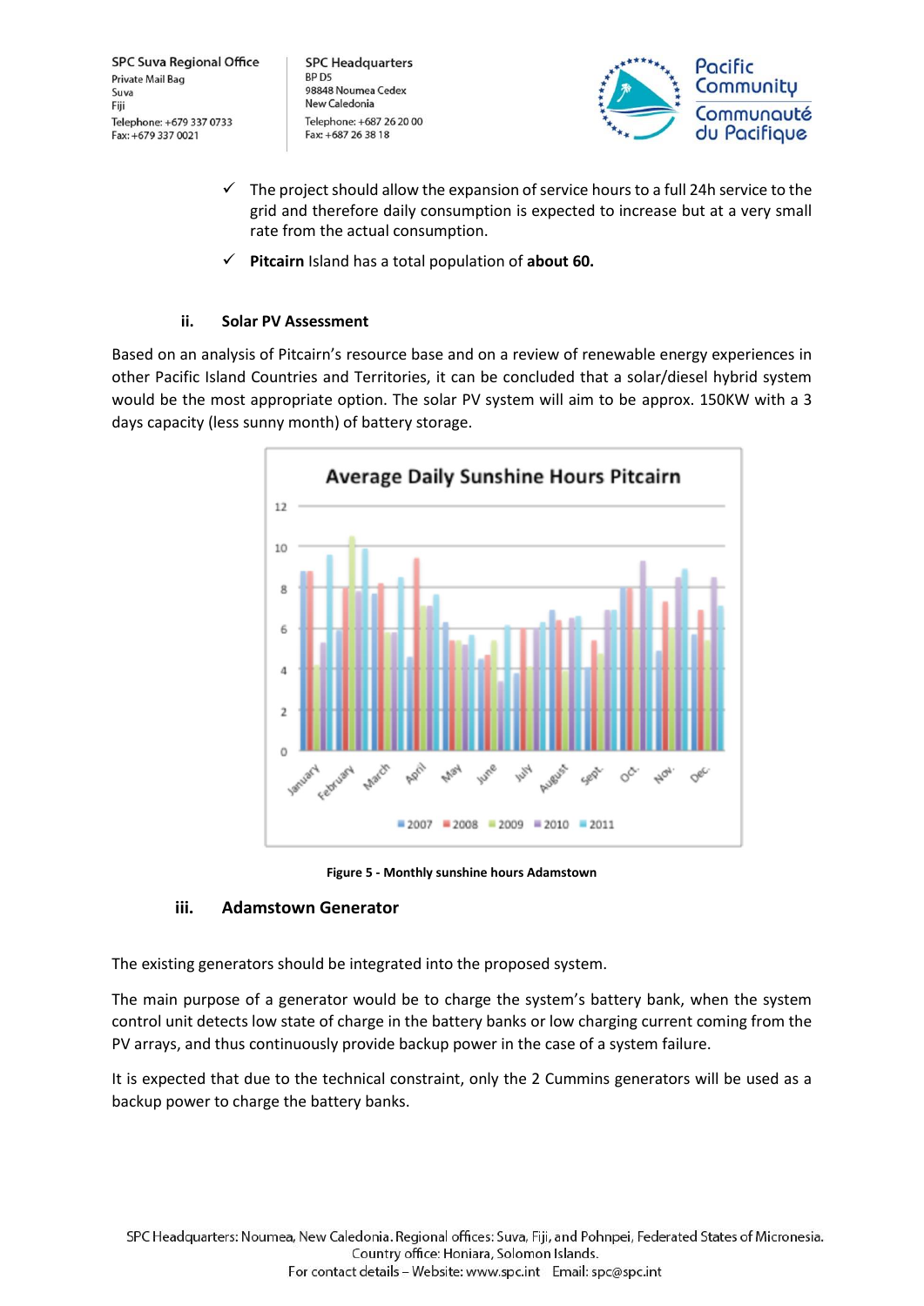- ✓ The project should allow the expansion of service hours to a full 24h service to the grid and therefore daily consumption is expected to increase but at a very small rate from the actual consumption.
- ✓ **Pitcairn** Island has a total population of **about 60.**

### ii. Solar PV Assessment

Based on an analysis of Pitcairn's resource base and on a review of renewable energy experiences in other Pacific Island Countries and Territories, it can be concluded that a solar/diesel hybrid system would be the most appropriate option. The solar PV system will aim to be approx. 150KW with a 3 days capacity (less sunny month) of battery storage.

**Figure 5 - Monthly sunshine hours Adamstown**

### iii. Adamstown Generator

The existing generators should be integrated into the proposed system.

The main purpose of a generator would be to charge the system's battery bank, when the system control unit detects low state of charge in the battery banks or low charging current coming from the PV arrays, and thus continuously provide backup power in the case of a system failure.

It is expected that due to the technical constraint, only the 2 Cummins generators will be used as a backup power to charge the battery banks.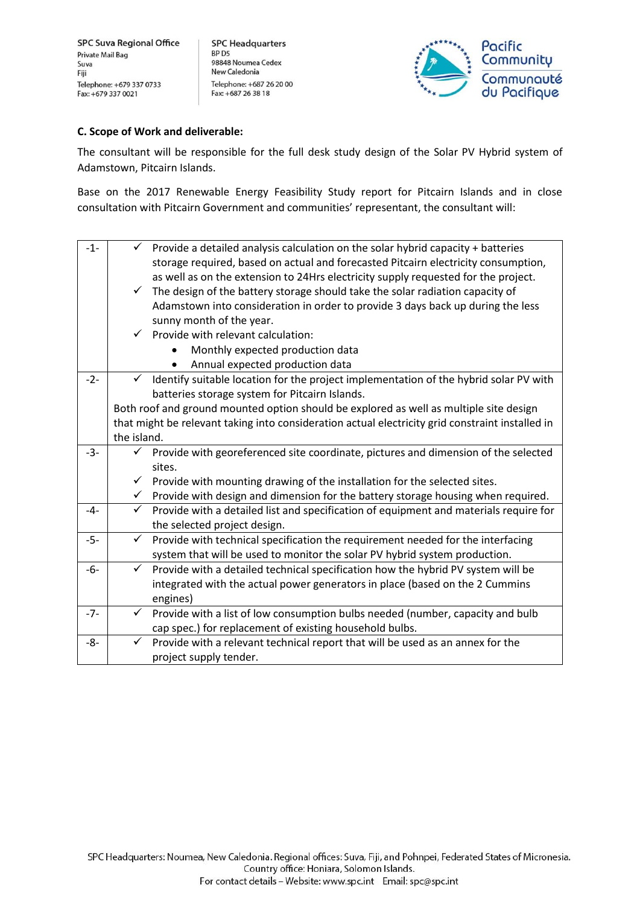### C. Scope of Work and deliverable:

The consultant will be responsible for the full desk study design of the Solar PV Hybrid system of Adamstown, Pitcairn Islands.

Base on the 2017 Renewable Energy Feasibility Study report for Pitcairn Islands and in close consultation with Pitcairn Government and communities' representant, the consultant will:

| | |
|---|---|
| -1- | ✓ Provide a detailed analysis calculation on the solar hybrid capacity + batteries storage required, based on actual and forecasted Pitcairn electricity consumption, as well as on the extension to 24Hrs electricity supply requested for the project.<br>✓ The design of the battery storage should take the solar radiation capacity of Adamstown into consideration in order to provide 3 days back up during the less sunny month of the year.<br>✓ Provide with relevant calculation:<br>• Monthly expected production data<br>• Annual expected production data |
| -2- | ✓ Identify suitable location for the project implementation of the hybrid solar PV with batteries storage system for Pitcairn Islands.<br>Both roof and ground mounted option should be explored as well as multiple site design that might be relevant taking into consideration actual electricity grid constraint installed in the island. |
| -3- | ✓ Provide with georeferenced site coordinate, pictures and dimension of the selected sites.<br>✓ Provide with mounting drawing of the installation for the selected sites.<br>✓ Provide with design and dimension for the battery storage housing when required. |
| -4- | ✓ Provide with a detailed list and specification of equipment and materials require for the selected project design. |
| -5- | ✓ Provide with technical specification the requirement needed for the interfacing system that will be used to monitor the solar PV hybrid system production. |
| -6- | ✓ Provide with a detailed technical specification how the hybrid PV system will be integrated with the actual power generators in place (based on the 2 Cummins engines) |
| -7- | ✓ Provide with a list of low consumption bulbs needed (number, capacity and bulb cap spec.) for replacement of existing household bulbs. |
| -8- | ✓ Provide with a relevant technical report that will be used as an annex for the project supply tender. |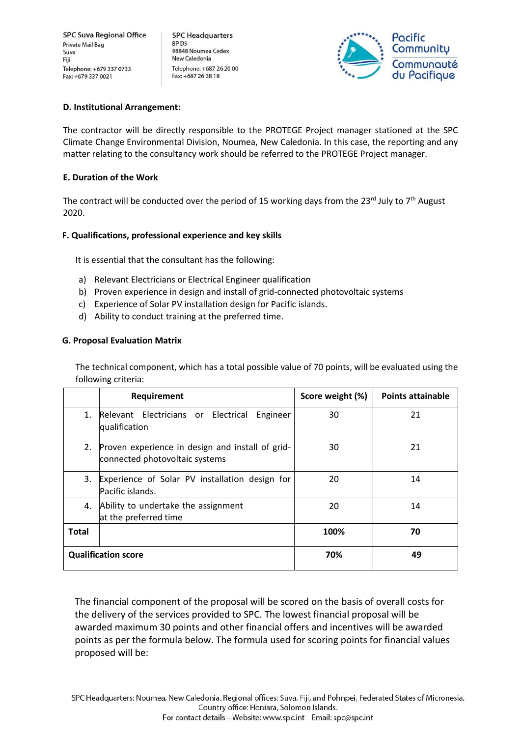**D. Institutional Arrangement:**

The contractor will be directly responsible to the PROTEGE Project manager stationed at the SPC Climate Change Environmental Division, Noumea, New Caledonia. In this case, the reporting and any matter relating to the consultancy work should be referred to the PROTEGE Project manager.

**E. Duration of the Work**

The contract will be conducted over the period of 15 working days from the 23rd July to 7th August 2020.

**F. Qualifications, professional experience and key skills**

It is essential that the consultant has the following:

a) Relevant Electricians or Electrical Engineer qualification
b) Proven experience in design and install of grid-connected photovoltaic systems
c) Experience of Solar PV installation design for Pacific islands.
d) Ability to conduct training at the preferred time.

**G. Proposal Evaluation Matrix**

The technical component, which has a total possible value of 70 points, will be evaluated using the following criteria:

| | Requirement | Score weight (%) | Points attainable |
|---|---|---|---|
| 1. | Relevant Electricians or Electrical Engineer qualification | 30 | 21 |
| 2. | Proven experience in design and install of grid-connected photovoltaic systems | 30 | 21 |
| 3. | Experience of Solar PV installation design for Pacific islands. | 20 | 14 |
| 4. | Ability to undertake the assignment at the preferred time | 20 | 14 |
| **Total** | | **100%** | **70** |
| **Qualification score** | | **70%** | **49** |

The financial component of the proposal will be scored on the basis of overall costs for the delivery of the services provided to SPC. The lowest financial proposal will be awarded maximum 30 points and other financial offers and incentives will be awarded points as per the formula below. The formula used for scoring points for financial values proposed will be: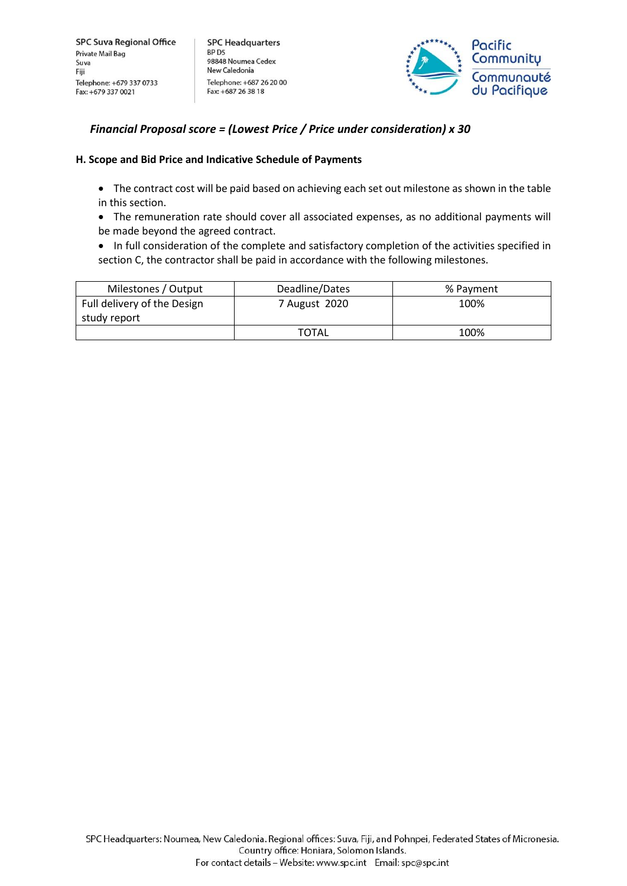***Financial Proposal score = (Lowest Price / Price under consideration) x 30***

**H. Scope and Bid Price and Indicative Schedule of Payments**

- The contract cost will be paid based on achieving each set out milestone as shown in the table in this section.
- The remuneration rate should cover all associated expenses, as no additional payments will be made beyond the agreed contract.
- In full consideration of the complete and satisfactory completion of the activities specified in section C, the contractor shall be paid in accordance with the following milestones.

| Milestones / Output | Deadline/Dates | % Payment |
|---|---|---|
| Full delivery of the Design study report | 7 August 2020 | 100% |
| | TOTAL | 100% |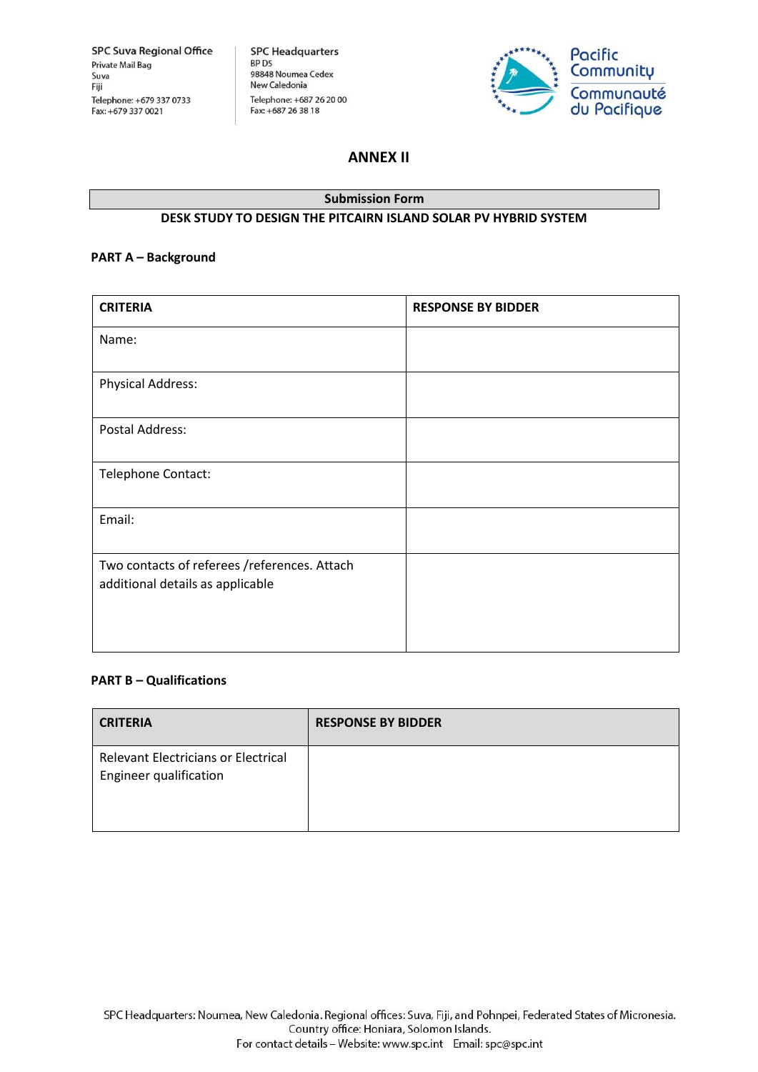## ANNEX II

**Submission Form**

**DESK STUDY TO DESIGN THE PITCAIRN ISLAND SOLAR PV HYBRID SYSTEM**

### PART A – Background

| CRITERIA | RESPONSE BY BIDDER |
|---|---|
| Name: | |
| Physical Address: | |
| Postal Address: | |
| Telephone Contact: | |
| Email: | |
| Two contacts of referees /references. Attach additional details as applicable | |

### PART B – Qualifications

| CRITERIA | RESPONSE BY BIDDER |
|---|---|
| Relevant Electricians or Electrical Engineer qualification | |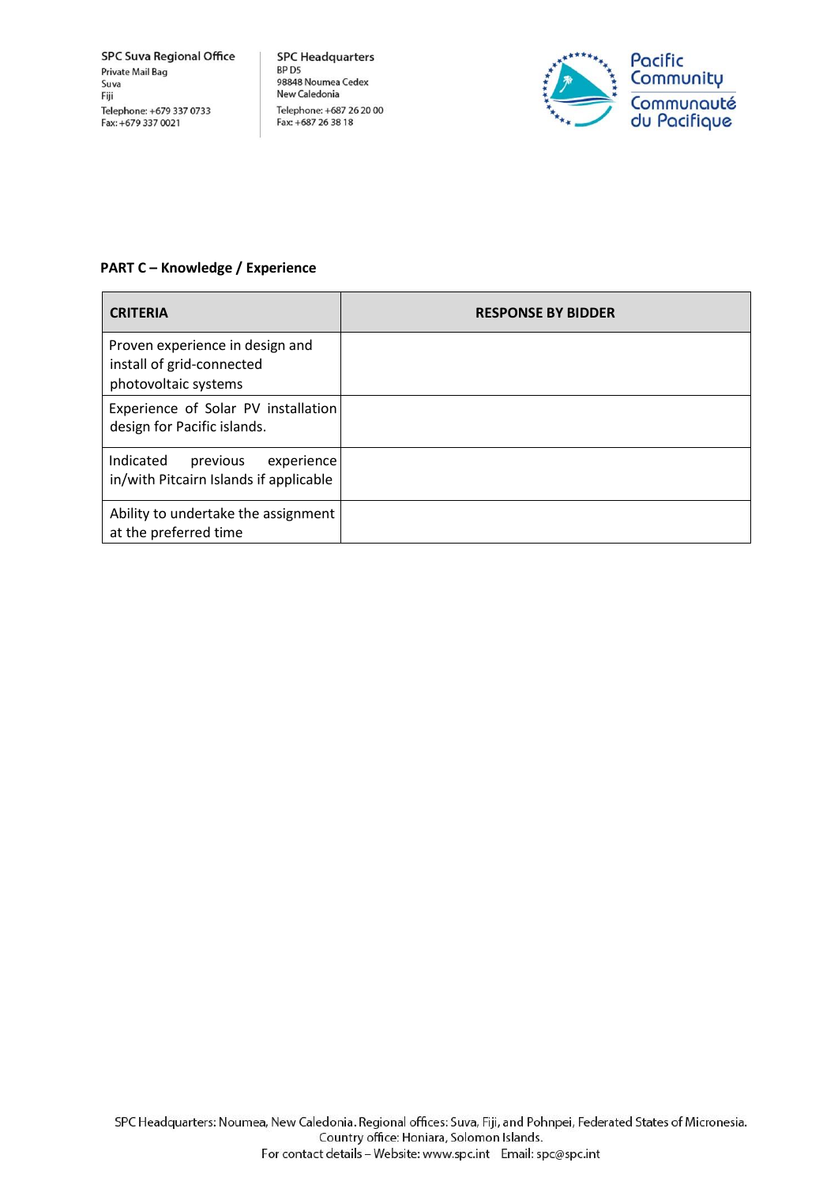**PART C – Knowledge / Experience**

| CRITERIA | RESPONSE BY BIDDER |
|---|---|
| Proven experience in design and install of grid-connected photovoltaic systems | |
| Experience of Solar PV installation design for Pacific islands. | |
| Indicated previous experience in/with Pitcairn Islands if applicable | |
| Ability to undertake the assignment at the preferred time | |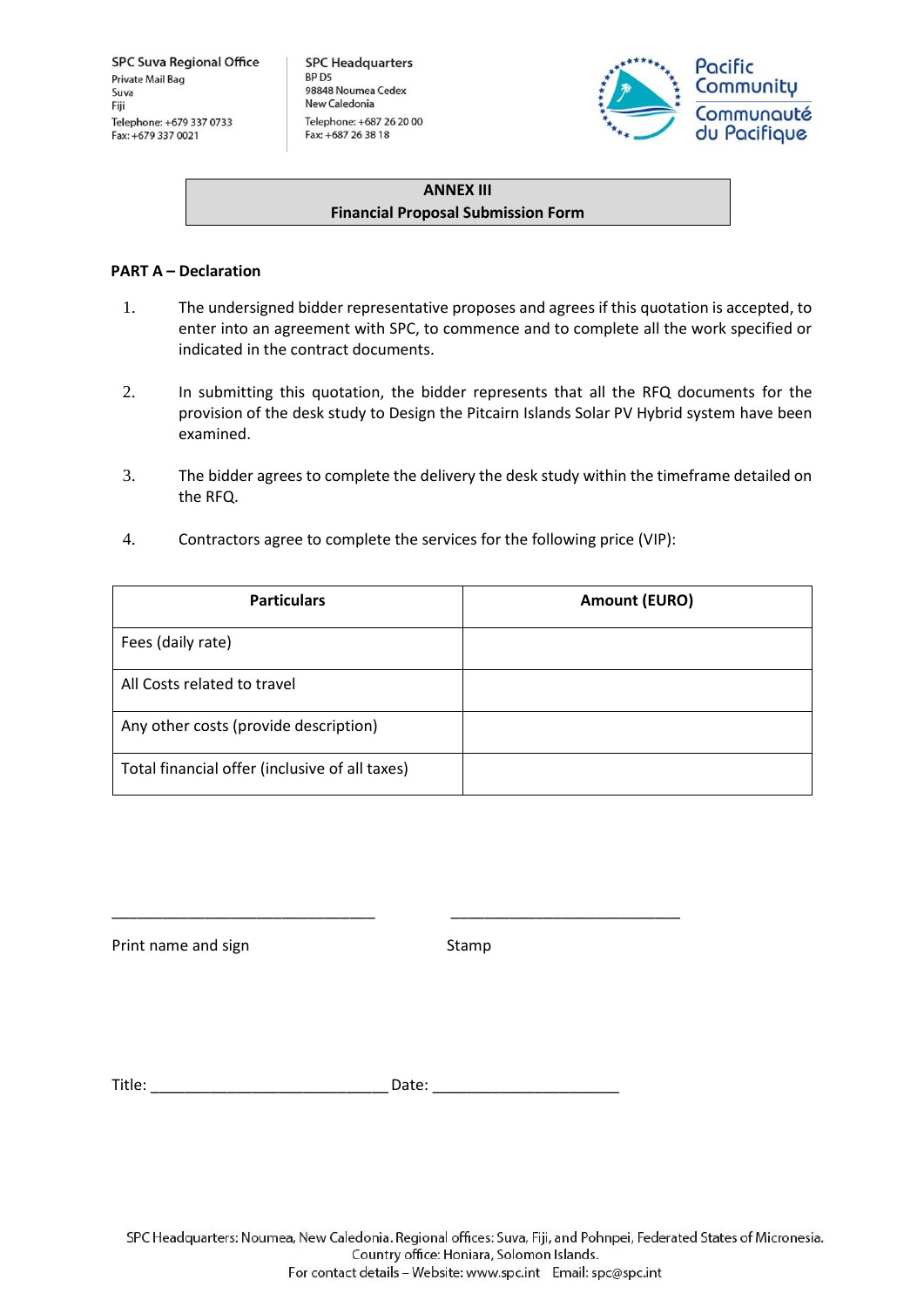SPC Suva Regional Office
Private Mail Bag
Suva
Fiji
Telephone: +679 337 0733
Fax: +679 337 0021

SPC Headquarters
BP D5
98848 Noumea Cedex
New Caledonia
Telephone: +687 26 20 00
Fax: +687 26 38 18

Pacific Community
Communauté du Pacifique

## ANNEX III
## Financial Proposal Submission Form

**PART A – Declaration**

1. The undersigned bidder representative proposes and agrees if this quotation is accepted, to enter into an agreement with SPC, to commence and to complete all the work specified or indicated in the contract documents.

2. In submitting this quotation, the bidder represents that all the RFQ documents for the provision of the desk study to Design the Pitcairn Islands Solar PV Hybrid system have been examined.

3. The bidder agrees to complete the delivery the desk study within the timeframe detailed on the RFQ.

4. Contractors agree to complete the services for the following price (VIP):

| Particulars | Amount (EURO) |
|---|---|
| Fees (daily rate) | |
| All Costs related to travel | |
| Any other costs (provide description) | |
| Total financial offer (inclusive of all taxes) | |

________________________________ ____________________________

Print name and sign Stamp

Title: ____________________________ Date: ______________________

SPC Headquarters: Noumea, New Caledonia. Regional offices: Suva, Fiji, and Pohnpei, Federated States of Micronesia.
Country office: Honiara, Solomon Islands.
For contact details – Website: www.spc.int Email: spc@spc.int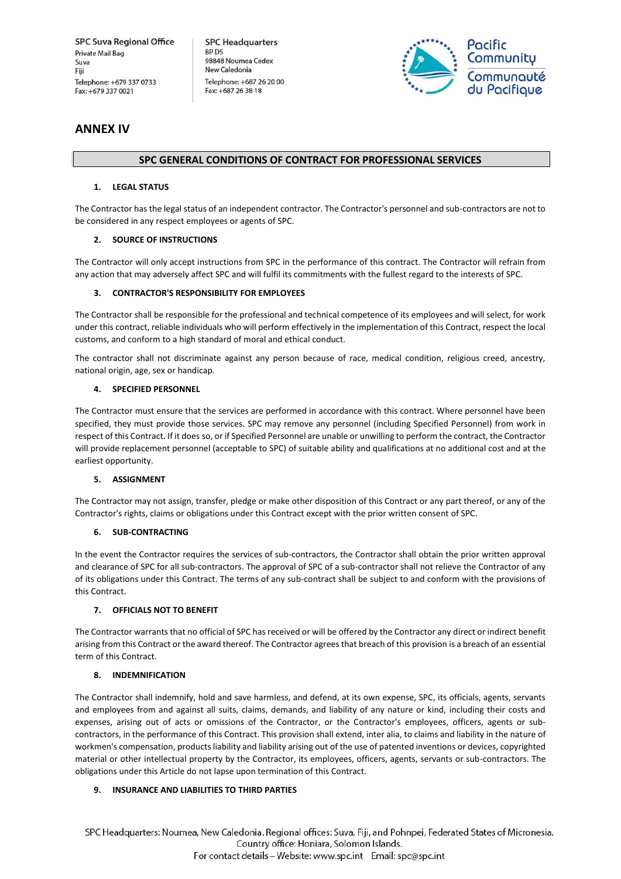## ANNEX IV

## SPC GENERAL CONDITIONS OF CONTRACT FOR PROFESSIONAL SERVICES

### 1. LEGAL STATUS

The Contractor has the legal status of an independent contractor. The Contractor's personnel and sub-contractors are not to be considered in any respect employees or agents of SPC.

### 2. SOURCE OF INSTRUCTIONS

The Contractor will only accept instructions from SPC in the performance of this contract. The Contractor will refrain from any action that may adversely affect SPC and will fulfil its commitments with the fullest regard to the interests of SPC.

### 3. CONTRACTOR'S RESPONSIBILITY FOR EMPLOYEES

The Contractor shall be responsible for the professional and technical competence of its employees and will select, for work under this contract, reliable individuals who will perform effectively in the implementation of this Contract, respect the local customs, and conform to a high standard of moral and ethical conduct.

The contractor shall not discriminate against any person because of race, medical condition, religious creed, ancestry, national origin, age, sex or handicap.

### 4. SPECIFIED PERSONNEL

The Contractor must ensure that the services are performed in accordance with this contract. Where personnel have been specified, they must provide those services. SPC may remove any personnel (including Specified Personnel) from work in respect of this Contract. If it does so, or if Specified Personnel are unable or unwilling to perform the contract, the Contractor will provide replacement personnel (acceptable to SPC) of suitable ability and qualifications at no additional cost and at the earliest opportunity.

### 5. ASSIGNMENT

The Contractor may not assign, transfer, pledge or make other disposition of this Contract or any part thereof, or any of the Contractor's rights, claims or obligations under this Contract except with the prior written consent of SPC.

### 6. SUB-CONTRACTING

In the event the Contractor requires the services of sub-contractors, the Contractor shall obtain the prior written approval and clearance of SPC for all sub-contractors. The approval of SPC of a sub-contractor shall not relieve the Contractor of any of its obligations under this Contract. The terms of any sub-contract shall be subject to and conform with the provisions of this Contract.

### 7. OFFICIALS NOT TO BENEFIT

The Contractor warrants that no official of SPC has received or will be offered by the Contractor any direct or indirect benefit arising from this Contract or the award thereof. The Contractor agrees that breach of this provision is a breach of an essential term of this Contract.

### 8. INDEMNIFICATION

The Contractor shall indemnify, hold and save harmless, and defend, at its own expense, SPC, its officials, agents, servants and employees from and against all suits, claims, demands, and liability of any nature or kind, including their costs and expenses, arising out of acts or omissions of the Contractor, or the Contractor's employees, officers, agents or sub-contractors, in the performance of this Contract. This provision shall extend, inter alia, to claims and liability in the nature of workmen's compensation, products liability and liability arising out of the use of patented inventions or devices, copyrighted material or other intellectual property by the Contractor, its employees, officers, agents, servants or sub-contractors. The obligations under this Article do not lapse upon termination of this Contract.

### 9. INSURANCE AND LIABILITIES TO THIRD PARTIES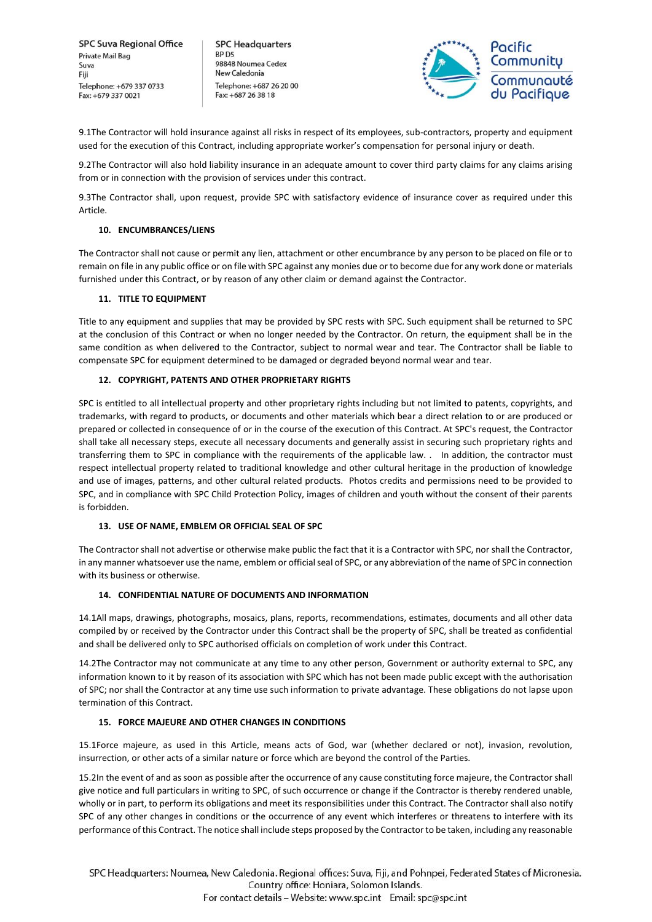9.1The Contractor will hold insurance against all risks in respect of its employees, sub-contractors, property and equipment used for the execution of this Contract, including appropriate worker's compensation for personal injury or death.

9.2The Contractor will also hold liability insurance in an adequate amount to cover third party claims for any claims arising from or in connection with the provision of services under this contract.

9.3The Contractor shall, upon request, provide SPC with satisfactory evidence of insurance cover as required under this Article.

### 10. ENCUMBRANCES/LIENS

The Contractor shall not cause or permit any lien, attachment or other encumbrance by any person to be placed on file or to remain on file in any public office or on file with SPC against any monies due or to become due for any work done or materials furnished under this Contract, or by reason of any other claim or demand against the Contractor.

### 11. TITLE TO EQUIPMENT

Title to any equipment and supplies that may be provided by SPC rests with SPC. Such equipment shall be returned to SPC at the conclusion of this Contract or when no longer needed by the Contractor. On return, the equipment shall be in the same condition as when delivered to the Contractor, subject to normal wear and tear. The Contractor shall be liable to compensate SPC for equipment determined to be damaged or degraded beyond normal wear and tear.

### 12. COPYRIGHT, PATENTS AND OTHER PROPRIETARY RIGHTS

SPC is entitled to all intellectual property and other proprietary rights including but not limited to patents, copyrights, and trademarks, with regard to products, or documents and other materials which bear a direct relation to or are produced or prepared or collected in consequence of or in the course of the execution of this Contract. At SPC's request, the Contractor shall take all necessary steps, execute all necessary documents and generally assist in securing such proprietary rights and transferring them to SPC in compliance with the requirements of the applicable law. . In addition, the contractor must respect intellectual property related to traditional knowledge and other cultural heritage in the production of knowledge and use of images, patterns, and other cultural related products. Photos credits and permissions need to be provided to SPC, and in compliance with SPC Child Protection Policy, images of children and youth without the consent of their parents is forbidden.

### 13. USE OF NAME, EMBLEM OR OFFICIAL SEAL OF SPC

The Contractor shall not advertise or otherwise make public the fact that it is a Contractor with SPC, nor shall the Contractor, in any manner whatsoever use the name, emblem or official seal of SPC, or any abbreviation of the name of SPC in connection with its business or otherwise.

### 14. CONFIDENTIAL NATURE OF DOCUMENTS AND INFORMATION

14.1All maps, drawings, photographs, mosaics, plans, reports, recommendations, estimates, documents and all other data compiled by or received by the Contractor under this Contract shall be the property of SPC, shall be treated as confidential and shall be delivered only to SPC authorised officials on completion of work under this Contract.

14.2The Contractor may not communicate at any time to any other person, Government or authority external to SPC, any information known to it by reason of its association with SPC which has not been made public except with the authorisation of SPC; nor shall the Contractor at any time use such information to private advantage. These obligations do not lapse upon termination of this Contract.

### 15. FORCE MAJEURE AND OTHER CHANGES IN CONDITIONS

15.1Force majeure, as used in this Article, means acts of God, war (whether declared or not), invasion, revolution, insurrection, or other acts of a similar nature or force which are beyond the control of the Parties.

15.2In the event of and as soon as possible after the occurrence of any cause constituting force majeure, the Contractor shall give notice and full particulars in writing to SPC, of such occurrence or change if the Contractor is thereby rendered unable, wholly or in part, to perform its obligations and meet its responsibilities under this Contract. The Contractor shall also notify SPC of any other changes in conditions or the occurrence of any event which interferes or threatens to interfere with its performance of this Contract. The notice shall include steps proposed by the Contractor to be taken, including any reasonable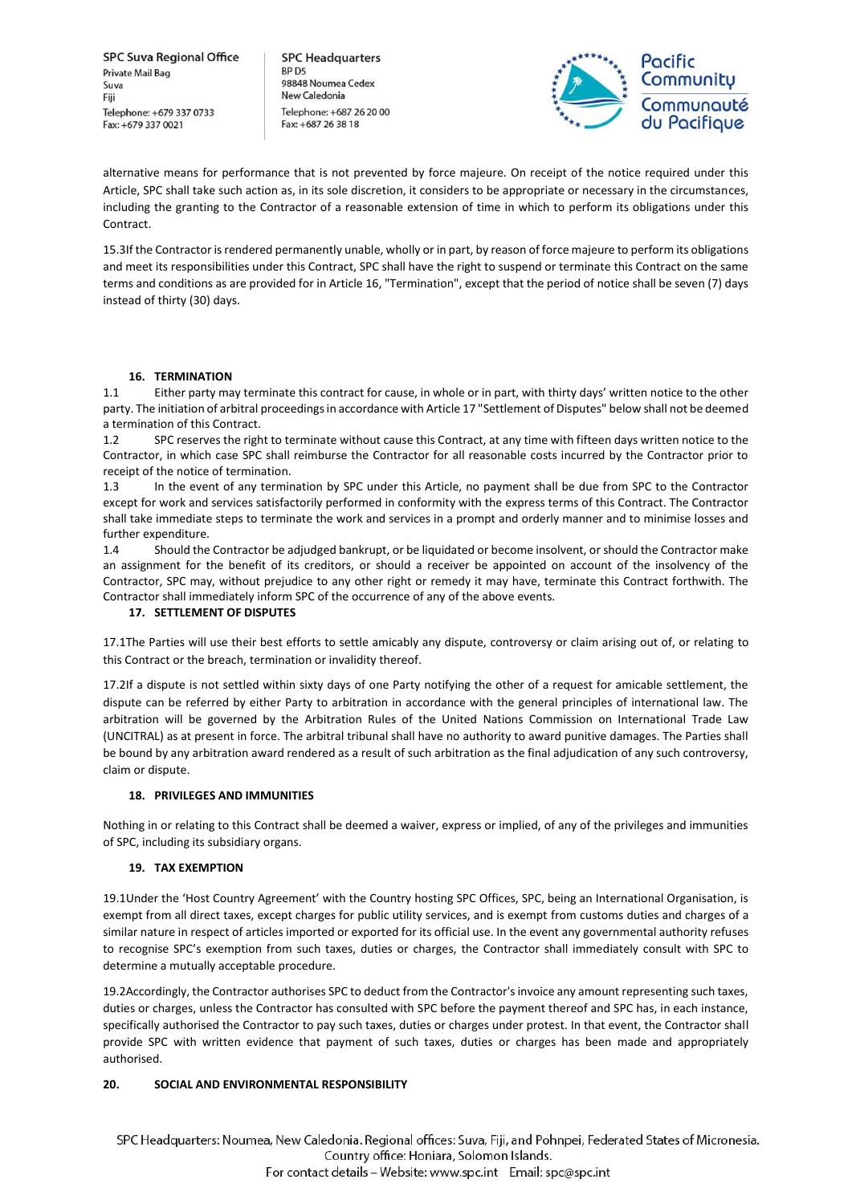alternative means for performance that is not prevented by force majeure. On receipt of the notice required under this Article, SPC shall take such action as, in its sole discretion, it considers to be appropriate or necessary in the circumstances, including the granting to the Contractor of a reasonable extension of time in which to perform its obligations under this Contract.

15.3If the Contractor is rendered permanently unable, wholly or in part, by reason of force majeure to perform its obligations and meet its responsibilities under this Contract, SPC shall have the right to suspend or terminate this Contract on the same terms and conditions as are provided for in Article 16, "Termination", except that the period of notice shall be seven (7) days instead of thirty (30) days.

## 16. TERMINATION

1.1 Either party may terminate this contract for cause, in whole or in part, with thirty days' written notice to the other party. The initiation of arbitral proceedings in accordance with Article 17 "Settlement of Disputes" below shall not be deemed a termination of this Contract.

1.2 SPC reserves the right to terminate without cause this Contract, at any time with fifteen days written notice to the Contractor, in which case SPC shall reimburse the Contractor for all reasonable costs incurred by the Contractor prior to receipt of the notice of termination.

1.3 In the event of any termination by SPC under this Article, no payment shall be due from SPC to the Contractor except for work and services satisfactorily performed in conformity with the express terms of this Contract. The Contractor shall take immediate steps to terminate the work and services in a prompt and orderly manner and to minimise losses and further expenditure.

1.4 Should the Contractor be adjudged bankrupt, or be liquidated or become insolvent, or should the Contractor make an assignment for the benefit of its creditors, or should a receiver be appointed on account of the insolvency of the Contractor, SPC may, without prejudice to any other right or remedy it may have, terminate this Contract forthwith. The Contractor shall immediately inform SPC of the occurrence of any of the above events.

## 17. SETTLEMENT OF DISPUTES

17.1The Parties will use their best efforts to settle amicably any dispute, controversy or claim arising out of, or relating to this Contract or the breach, termination or invalidity thereof.

17.2If a dispute is not settled within sixty days of one Party notifying the other of a request for amicable settlement, the dispute can be referred by either Party to arbitration in accordance with the general principles of international law. The arbitration will be governed by the Arbitration Rules of the United Nations Commission on International Trade Law (UNCITRAL) as at present in force. The arbitral tribunal shall have no authority to award punitive damages. The Parties shall be bound by any arbitration award rendered as a result of such arbitration as the final adjudication of any such controversy, claim or dispute.

## 18. PRIVILEGES AND IMMUNITIES

Nothing in or relating to this Contract shall be deemed a waiver, express or implied, of any of the privileges and immunities of SPC, including its subsidiary organs.

## 19. TAX EXEMPTION

19.1Under the 'Host Country Agreement' with the Country hosting SPC Offices, SPC, being an International Organisation, is exempt from all direct taxes, except charges for public utility services, and is exempt from customs duties and charges of a similar nature in respect of articles imported or exported for its official use. In the event any governmental authority refuses to recognise SPC's exemption from such taxes, duties or charges, the Contractor shall immediately consult with SPC to determine a mutually acceptable procedure.

19.2Accordingly, the Contractor authorises SPC to deduct from the Contractor's invoice any amount representing such taxes, duties or charges, unless the Contractor has consulted with SPC before the payment thereof and SPC has, in each instance, specifically authorised the Contractor to pay such taxes, duties or charges under protest. In that event, the Contractor shall provide SPC with written evidence that payment of such taxes, duties or charges has been made and appropriately authorised.

## 20. SOCIAL AND ENVIRONMENTAL RESPONSIBILITY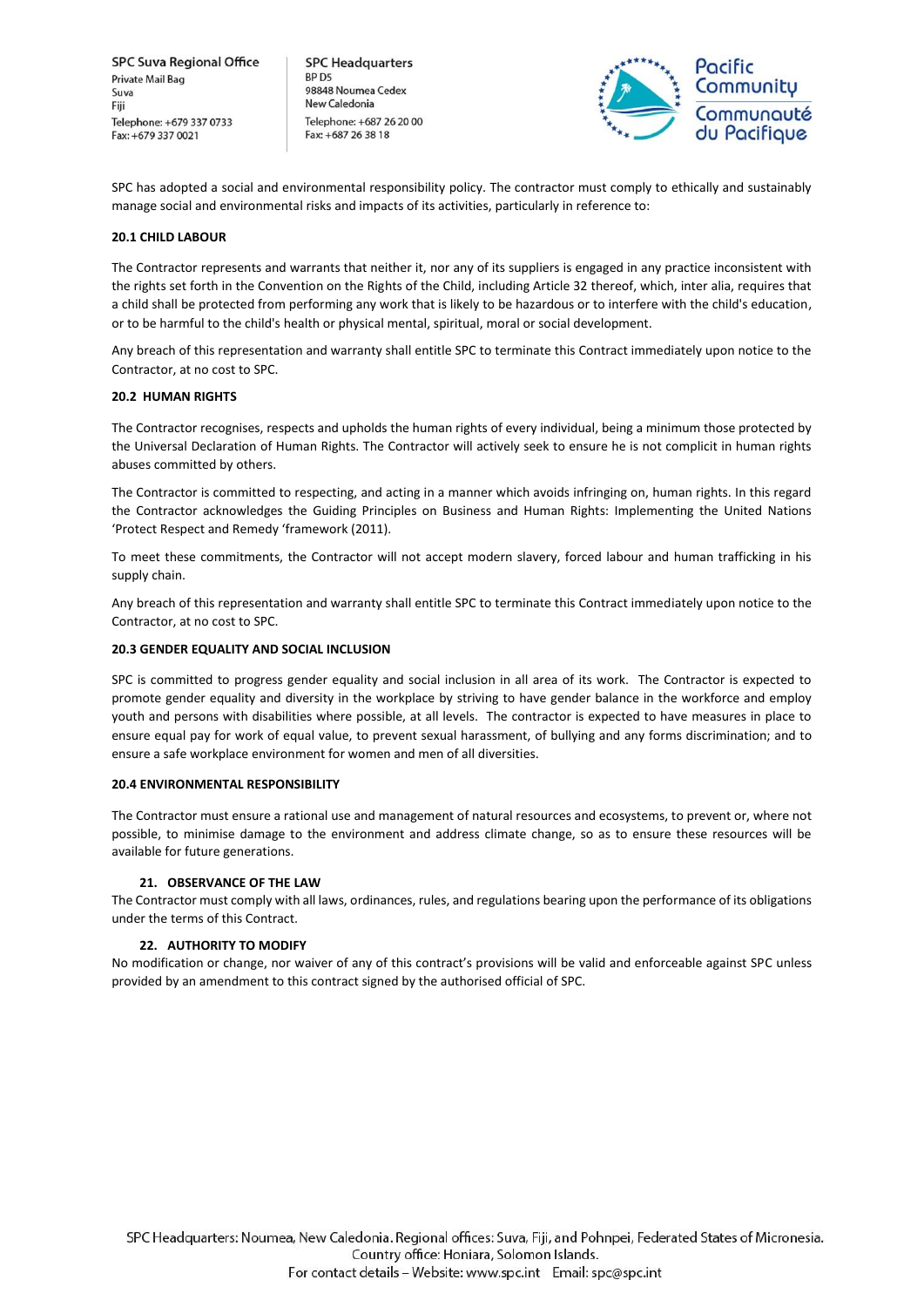SPC has adopted a social and environmental responsibility policy. The contractor must comply to ethically and sustainably manage social and environmental risks and impacts of its activities, particularly in reference to:

**20.1 CHILD LABOUR**

The Contractor represents and warrants that neither it, nor any of its suppliers is engaged in any practice inconsistent with the rights set forth in the Convention on the Rights of the Child, including Article 32 thereof, which, inter alia, requires that a child shall be protected from performing any work that is likely to be hazardous or to interfere with the child's education, or to be harmful to the child's health or physical mental, spiritual, moral or social development.

Any breach of this representation and warranty shall entitle SPC to terminate this Contract immediately upon notice to the Contractor, at no cost to SPC.

**20.2 HUMAN RIGHTS**

The Contractor recognises, respects and upholds the human rights of every individual, being a minimum those protected by the Universal Declaration of Human Rights. The Contractor will actively seek to ensure he is not complicit in human rights abuses committed by others.

The Contractor is committed to respecting, and acting in a manner which avoids infringing on, human rights. In this regard the Contractor acknowledges the Guiding Principles on Business and Human Rights: Implementing the United Nations 'Protect Respect and Remedy 'framework (2011).

To meet these commitments, the Contractor will not accept modern slavery, forced labour and human trafficking in his supply chain.

Any breach of this representation and warranty shall entitle SPC to terminate this Contract immediately upon notice to the Contractor, at no cost to SPC.

**20.3 GENDER EQUALITY AND SOCIAL INCLUSION**

SPC is committed to progress gender equality and social inclusion in all area of its work. The Contractor is expected to promote gender equality and diversity in the workplace by striving to have gender balance in the workforce and employ youth and persons with disabilities where possible, at all levels. The contractor is expected to have measures in place to ensure equal pay for work of equal value, to prevent sexual harassment, of bullying and any forms discrimination; and to ensure a safe workplace environment for women and men of all diversities.

**20.4 ENVIRONMENTAL RESPONSIBILITY**

The Contractor must ensure a rational use and management of natural resources and ecosystems, to prevent or, where not possible, to minimise damage to the environment and address climate change, so as to ensure these resources will be available for future generations.

**21. OBSERVANCE OF THE LAW**

The Contractor must comply with all laws, ordinances, rules, and regulations bearing upon the performance of its obligations under the terms of this Contract.

**22. AUTHORITY TO MODIFY**

No modification or change, nor waiver of any of this contract's provisions will be valid and enforceable against SPC unless provided by an amendment to this contract signed by the authorised official of SPC.